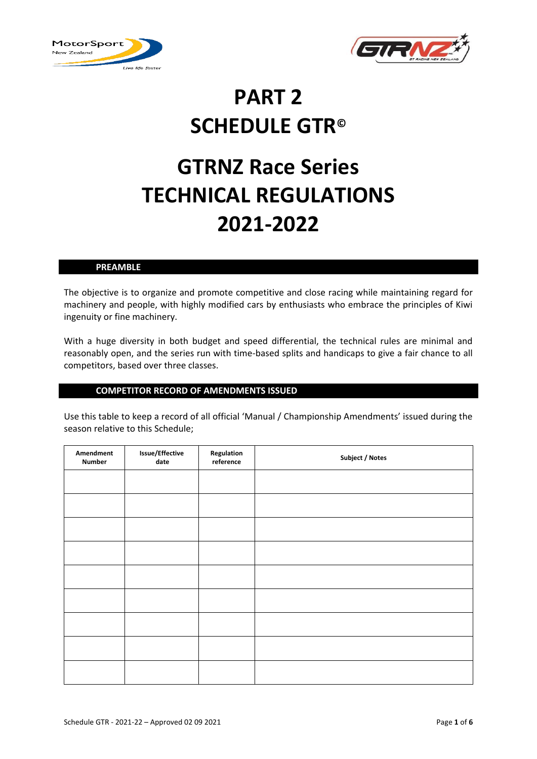# PART 2
# SCHEDULE GTR©

# GTRNZ Race Series
# TECHNICAL REGULATIONS
# 2021-2022

## PREAMBLE

The objective is to organize and promote competitive and close racing while maintaining regard for machinery and people, with highly modified cars by enthusiasts who embrace the principles of Kiwi ingenuity or fine machinery.

With a huge diversity in both budget and speed differential, the technical rules are minimal and reasonably open, and the series run with time-based splits and handicaps to give a fair chance to all competitors, based over three classes.

## COMPETITOR RECORD OF AMENDMENTS ISSUED

Use this table to keep a record of all official 'Manual / Championship Amendments' issued during the season relative to this Schedule;

| Amendment Number | Issue/Effective date | Regulation reference | Subject / Notes |
|---|---|---|---|
| | | | |
| | | | |
| | | | |
| | | | |
| | | | |
| | | | |
| | | | |
| | | | |
| | | | |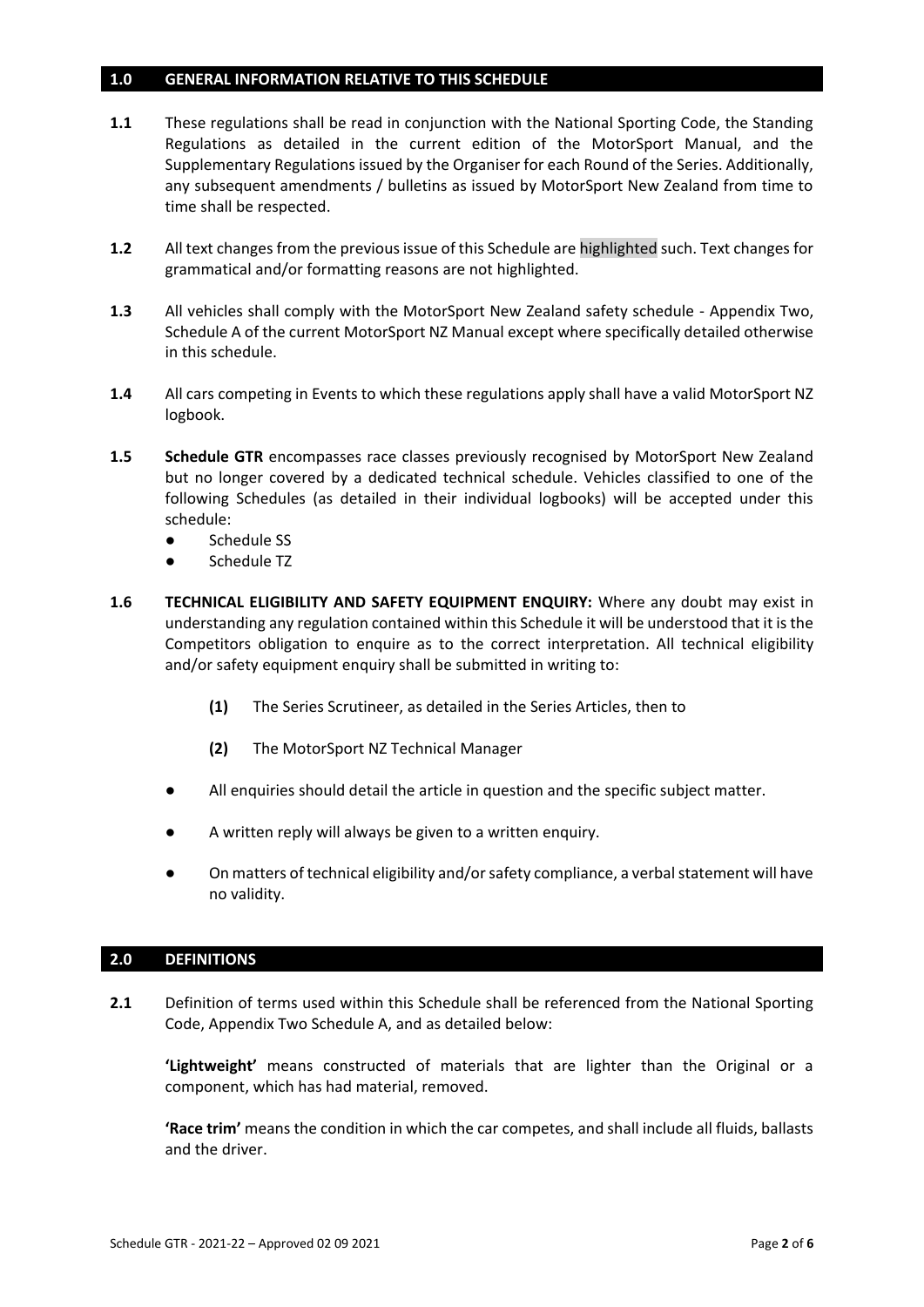## 1.0 GENERAL INFORMATION RELATIVE TO THIS SCHEDULE

**1.1** These regulations shall be read in conjunction with the National Sporting Code, the Standing Regulations as detailed in the current edition of the MotorSport Manual, and the Supplementary Regulations issued by the Organiser for each Round of the Series. Additionally, any subsequent amendments / bulletins as issued by MotorSport New Zealand from time to time shall be respected.

**1.2** All text changes from the previous issue of this Schedule are highlighted such. Text changes for grammatical and/or formatting reasons are not highlighted.

**1.3** All vehicles shall comply with the MotorSport New Zealand safety schedule - Appendix Two, Schedule A of the current MotorSport NZ Manual except where specifically detailed otherwise in this schedule.

**1.4** All cars competing in Events to which these regulations apply shall have a valid MotorSport NZ logbook.

**1.5** **Schedule GTR** encompasses race classes previously recognised by MotorSport New Zealand but no longer covered by a dedicated technical schedule. Vehicles classified to one of the following Schedules (as detailed in their individual logbooks) will be accepted under this schedule:

- Schedule SS
- Schedule TZ

**1.6** **TECHNICAL ELIGIBILITY AND SAFETY EQUIPMENT ENQUIRY:** Where any doubt may exist in understanding any regulation contained within this Schedule it will be understood that it is the Competitors obligation to enquire as to the correct interpretation. All technical eligibility and/or safety equipment enquiry shall be submitted in writing to:

**(1)** The Series Scrutineer, as detailed in the Series Articles, then to

**(2)** The MotorSport NZ Technical Manager

- All enquiries should detail the article in question and the specific subject matter.
- A written reply will always be given to a written enquiry.
- On matters of technical eligibility and/or safety compliance, a verbal statement will have no validity.

## 2.0 DEFINITIONS

**2.1** Definition of terms used within this Schedule shall be referenced from the National Sporting Code, Appendix Two Schedule A, and as detailed below:

**'Lightweight'** means constructed of materials that are lighter than the Original or a component, which has had material, removed.

**'Race trim'** means the condition in which the car competes, and shall include all fluids, ballasts and the driver.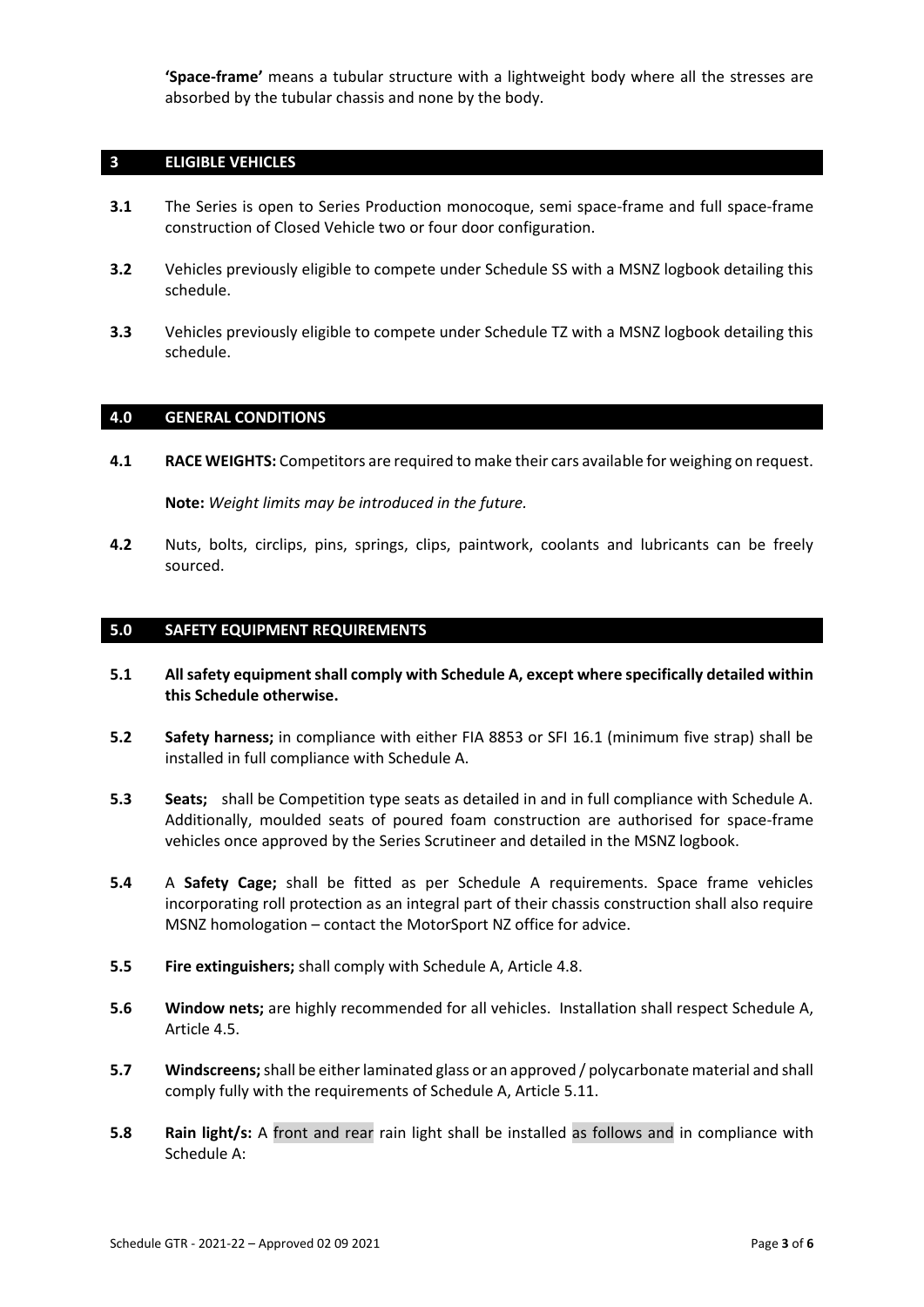**'Space-frame'** means a tubular structure with a lightweight body where all the stresses are absorbed by the tubular chassis and none by the body.

## 3 ELIGIBLE VEHICLES

**3.1** The Series is open to Series Production monocoque, semi space-frame and full space-frame construction of Closed Vehicle two or four door configuration.

**3.2** Vehicles previously eligible to compete under Schedule SS with a MSNZ logbook detailing this schedule.

**3.3** Vehicles previously eligible to compete under Schedule TZ with a MSNZ logbook detailing this schedule.

## 4.0 GENERAL CONDITIONS

**4.1** **RACE WEIGHTS:** Competitors are required to make their cars available for weighing on request.

**Note:** *Weight limits may be introduced in the future.*

**4.2** Nuts, bolts, circlips, pins, springs, clips, paintwork, coolants and lubricants can be freely sourced.

## 5.0 SAFETY EQUIPMENT REQUIREMENTS

**5.1** **All safety equipment shall comply with Schedule A, except where specifically detailed within this Schedule otherwise.**

**5.2** **Safety harness;** in compliance with either FIA 8853 or SFI 16.1 (minimum five strap) shall be installed in full compliance with Schedule A.

**5.3** **Seats;** shall be Competition type seats as detailed in and in full compliance with Schedule A. Additionally, moulded seats of poured foam construction are authorised for space-frame vehicles once approved by the Series Scrutineer and detailed in the MSNZ logbook.

**5.4** A **Safety Cage;** shall be fitted as per Schedule A requirements. Space frame vehicles incorporating roll protection as an integral part of their chassis construction shall also require MSNZ homologation – contact the MotorSport NZ office for advice.

**5.5** **Fire extinguishers;** shall comply with Schedule A, Article 4.8.

**5.6** **Window nets;** are highly recommended for all vehicles. Installation shall respect Schedule A, Article 4.5.

**5.7** **Windscreens;** shall be either laminated glass or an approved / polycarbonate material and shall comply fully with the requirements of Schedule A, Article 5.11.

**5.8** **Rain light/s:** A front and rear rain light shall be installed as follows and in compliance with Schedule A: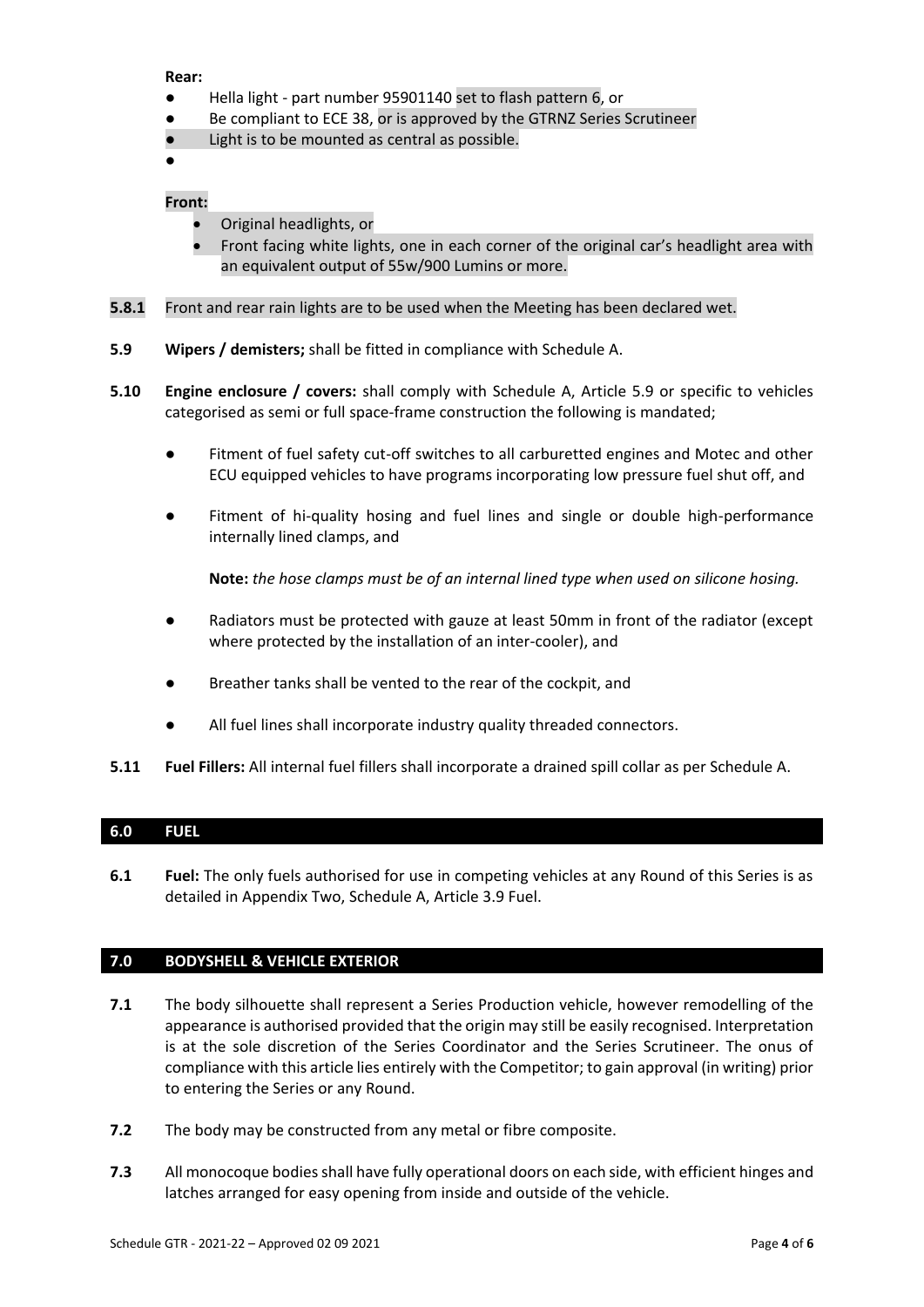**Rear:**

- Hella light - part number 95901140 set to flash pattern 6, or
- Be compliant to ECE 38, or is approved by the GTRNZ Series Scrutineer
- Light is to be mounted as central as possible.
-

**Front:**

- Original headlights, or
- Front facing white lights, one in each corner of the original car's headlight area with an equivalent output of 55w/900 Lumins or more.

**5.8.1** Front and rear rain lights are to be used when the Meeting has been declared wet.

**5.9** **Wipers / demisters;** shall be fitted in compliance with Schedule A.

**5.10** **Engine enclosure / covers:** shall comply with Schedule A, Article 5.9 or specific to vehicles categorised as semi or full space-frame construction the following is mandated;

- Fitment of fuel safety cut-off switches to all carburetted engines and Motec and other ECU equipped vehicles to have programs incorporating low pressure fuel shut off, and
- Fitment of hi-quality hosing and fuel lines and single or double high-performance internally lined clamps, and

  **Note:** *the hose clamps must be of an internal lined type when used on silicone hosing.*

- Radiators must be protected with gauze at least 50mm in front of the radiator (except where protected by the installation of an inter-cooler), and
- Breather tanks shall be vented to the rear of the cockpit, and
- All fuel lines shall incorporate industry quality threaded connectors.

**5.11** **Fuel Fillers:** All internal fuel fillers shall incorporate a drained spill collar as per Schedule A.

## 6.0 FUEL

**6.1** **Fuel:** The only fuels authorised for use in competing vehicles at any Round of this Series is as detailed in Appendix Two, Schedule A, Article 3.9 Fuel.

## 7.0 BODYSHELL & VEHICLE EXTERIOR

**7.1** The body silhouette shall represent a Series Production vehicle, however remodelling of the appearance is authorised provided that the origin may still be easily recognised. Interpretation is at the sole discretion of the Series Coordinator and the Series Scrutineer. The onus of compliance with this article lies entirely with the Competitor; to gain approval (in writing) prior to entering the Series or any Round.

**7.2** The body may be constructed from any metal or fibre composite.

**7.3** All monocoque bodies shall have fully operational doors on each side, with efficient hinges and latches arranged for easy opening from inside and outside of the vehicle.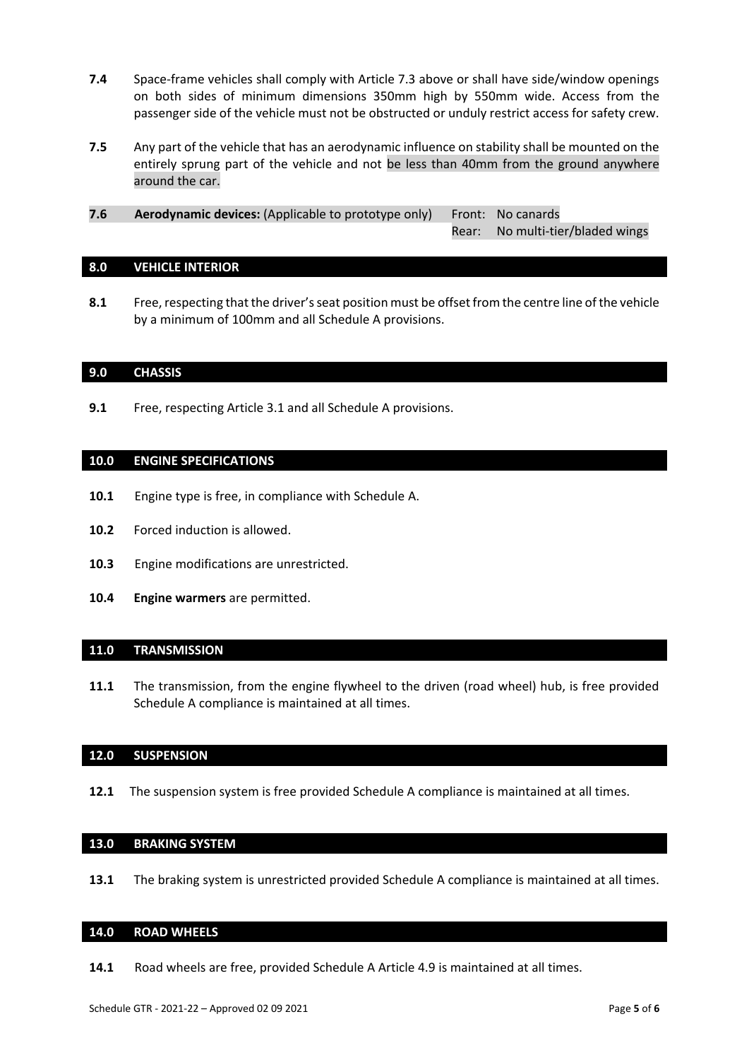**7.4** Space-frame vehicles shall comply with Article 7.3 above or shall have side/window openings on both sides of minimum dimensions 350mm high by 550mm wide. Access from the passenger side of the vehicle must not be obstructed or unduly restrict access for safety crew.

**7.5** Any part of the vehicle that has an aerodynamic influence on stability shall be mounted on the entirely sprung part of the vehicle and not be less than 40mm from the ground anywhere around the car.

**7.6** **Aerodynamic devices:** (Applicable to prototype only) Front: No canards
Rear: No multi-tier/bladed wings

## 8.0 VEHICLE INTERIOR

**8.1** Free, respecting that the driver's seat position must be offset from the centre line of the vehicle by a minimum of 100mm and all Schedule A provisions.

## 9.0 CHASSIS

**9.1** Free, respecting Article 3.1 and all Schedule A provisions.

## 10.0 ENGINE SPECIFICATIONS

**10.1** Engine type is free, in compliance with Schedule A.

**10.2** Forced induction is allowed.

**10.3** Engine modifications are unrestricted.

**10.4** **Engine warmers** are permitted.

## 11.0 TRANSMISSION

**11.1** The transmission, from the engine flywheel to the driven (road wheel) hub, is free provided Schedule A compliance is maintained at all times.

## 12.0 SUSPENSION

**12.1** The suspension system is free provided Schedule A compliance is maintained at all times.

## 13.0 BRAKING SYSTEM

**13.1** The braking system is unrestricted provided Schedule A compliance is maintained at all times.

## 14.0 ROAD WHEELS

**14.1** Road wheels are free, provided Schedule A Article 4.9 is maintained at all times.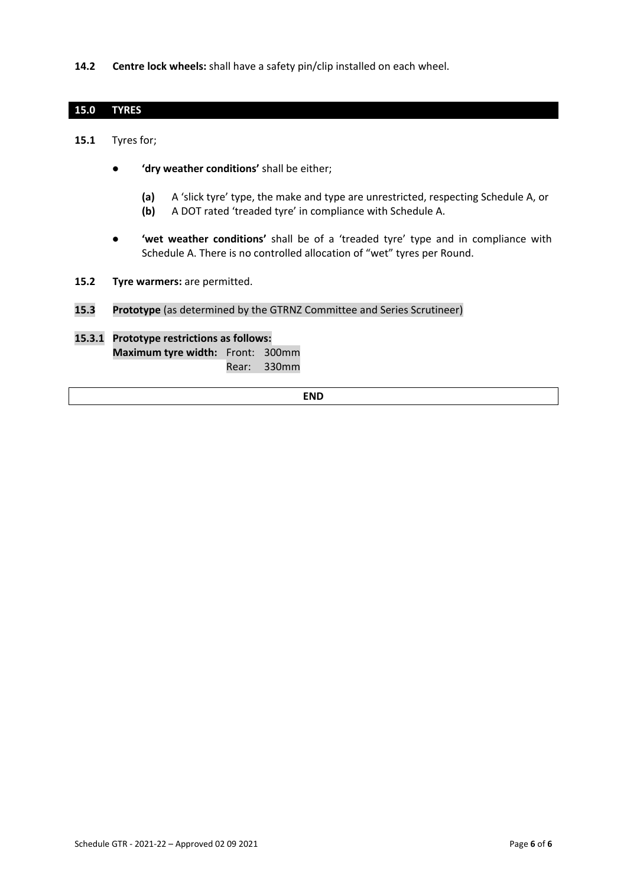**14.2 Centre lock wheels:** shall have a safety pin/clip installed on each wheel.

## 15.0 TYRES

**15.1** Tyres for;

- **'dry weather conditions'** shall be either;

  **(a)** A 'slick tyre' type, the make and type are unrestricted, respecting Schedule A, or
  **(b)** A DOT rated 'treaded tyre' in compliance with Schedule A.

- **'wet weather conditions'** shall be of a 'treaded tyre' type and in compliance with Schedule A. There is no controlled allocation of "wet" tyres per Round.

**15.2 Tyre warmers:** are permitted.

**15.3 Prototype** (as determined by the GTRNZ Committee and Series Scrutineer)

**15.3.1 Prototype restrictions as follows:**

**Maximum tyre width:** Front: 300mm
Rear: 330mm

**END**